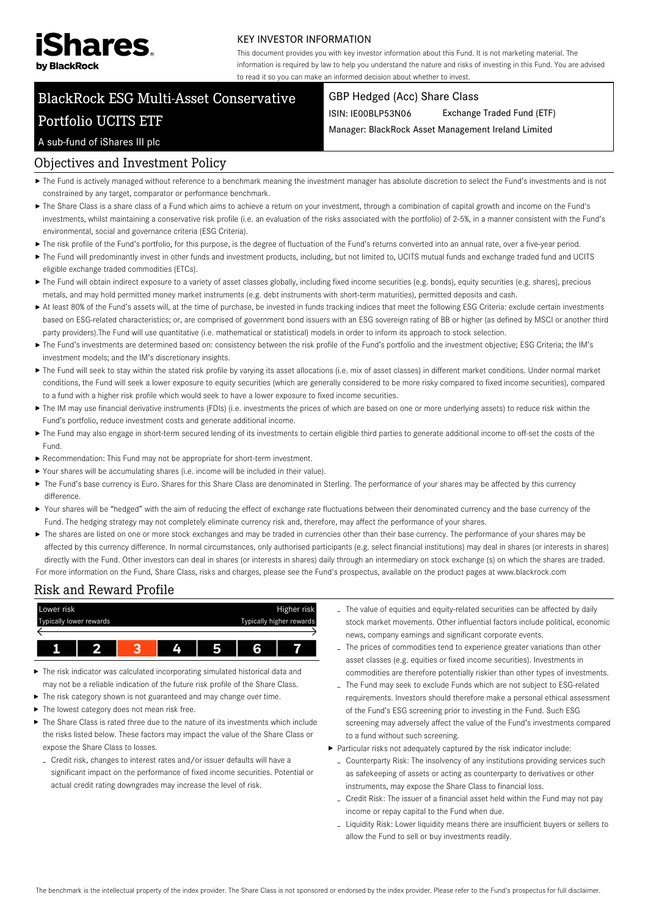iShares by BlackRock

KEY INVESTOR INFORMATION

This document provides you with key investor information about this Fund. It is not marketing material. The information is required by law to help you understand the nature and risks of investing in this Fund. You are advised to read it so you can make an informed decision about whether to invest.

# BlackRock ESG Multi-Asset Conservative Portfolio UCITS ETF

A sub-fund of iShares III plc

GBP Hedged (Acc) Share Class

ISIN: IE00BLP53N06 Exchange Traded Fund (ETF)

Manager: BlackRock Asset Management Ireland Limited

## Objectives and Investment Policy

- The Fund is actively managed without reference to a benchmark meaning the investment manager has absolute discretion to select the Fund's investments and is not constrained by any target, comparator or performance benchmark.
- The Share Class is a share class of a Fund which aims to achieve a return on your investment, through a combination of capital growth and income on the Fund's investments, whilst maintaining a conservative risk profile (i.e. an evaluation of the risks associated with the portfolio) of 2-5%, in a manner consistent with the Fund's environmental, social and governance criteria (ESG Criteria).
- The risk profile of the Fund's portfolio, for this purpose, is the degree of fluctuation of the Fund's returns converted into an annual rate, over a five-year period.
- The Fund will predominantly invest in other funds and investment products, including, but not limited to, UCITS mutual funds and exchange traded fund and UCITS eligible exchange traded commodities (ETCs).
- The Fund will obtain indirect exposure to a variety of asset classes globally, including fixed income securities (e.g. bonds), equity securities (e.g. shares), precious metals, and may hold permitted money market instruments (e.g. debt instruments with short-term maturities), permitted deposits and cash.
- At least 80% of the Fund's assets will, at the time of purchase, be invested in funds tracking indices that meet the following ESG Criteria: exclude certain investments based on ESG-related characteristics; or, are comprised of government bond issuers with an ESG sovereign rating of BB or higher (as defined by MSCI or another third party providers).The Fund will use quantitative (i.e. mathematical or statistical) models in order to inform its approach to stock selection.
- The Fund's investments are determined based on: consistency between the risk profile of the Fund's portfolio and the investment objective; ESG Criteria; the IM's investment models; and the IM's discretionary insights.
- The Fund will seek to stay within the stated risk profile by varying its asset allocations (i.e. mix of asset classes) in different market conditions. Under normal market conditions, the Fund will seek a lower exposure to equity securities (which are generally considered to be more risky compared to fixed income securities), compared to a fund with a higher risk profile which would seek to have a lower exposure to fixed income securities.
- The IM may use financial derivative instruments (FDIs) (i.e. investments the prices of which are based on one or more underlying assets) to reduce risk within the Fund's portfolio, reduce investment costs and generate additional income.
- The Fund may also engage in short-term secured lending of its investments to certain eligible third parties to generate additional income to off-set the costs of the Fund.
- Recommendation: This Fund may not be appropriate for short-term investment.
- Your shares will be accumulating shares (i.e. income will be included in their value).
- The Fund's base currency is Euro. Shares for this Share Class are denominated in Sterling. The performance of your shares may be affected by this currency difference.
- Your shares will be "hedged" with the aim of reducing the effect of exchange rate fluctuations between their denominated currency and the base currency of the Fund. The hedging strategy may not completely eliminate currency risk and, therefore, may affect the performance of your shares.
- The shares are listed on one or more stock exchanges and may be traded in currencies other than their base currency. The performance of your shares may be affected by this currency difference. In normal circumstances, only authorised participants (e.g. select financial institutions) may deal in shares (or interests in shares) directly with the Fund. Other investors can deal in shares (or interests in shares) daily through an intermediary on stock exchange (s) on which the shares are traded.

For more information on the Fund, Share Class, risks and charges, please see the Fund's prospectus, available on the product pages at www.blackrock.com

## Risk and Reward Profile

| Lower risk | | | | | | Higher risk |
|---|---|---|---|---|---|---|
| Typically lower rewards | | | | | | Typically higher rewards |
| 1 | 2 | **3** | 4 | 5 | 6 | 7 |

- The risk indicator was calculated incorporating simulated historical data and may not be a reliable indication of the future risk profile of the Share Class.
- The risk category shown is not guaranteed and may change over time.
- The lowest category does not mean risk free.
- The Share Class is rated three due to the nature of its investments which include the risks listed below. These factors may impact the value of the Share Class or expose the Share Class to losses.
  - Credit risk, changes to interest rates and/or issuer defaults will have a significant impact on the performance of fixed income securities. Potential or actual credit rating downgrades may increase the level of risk.
  - The value of equities and equity-related securities can be affected by daily stock market movements. Other influential factors include political, economic news, company earnings and significant corporate events.
  - The prices of commodities tend to experience greater variations than other asset classes (e.g. equities or fixed income securities). Investments in commodities are therefore potentially riskier than other types of investments.
  - The Fund may seek to exclude Funds which are not subject to ESG-related requirements. Investors should therefore make a personal ethical assessment of the Fund's ESG screening prior to investing in the Fund. Such ESG screening may adversely affect the value of the Fund's investments compared to a fund without such screening.
- Particular risks not adequately captured by the risk indicator include:
  - Counterparty Risk: The insolvency of any institutions providing services such as safekeeping of assets or acting as counterparty to derivatives or other instruments, may expose the Share Class to financial loss.
  - Credit Risk: The issuer of a financial asset held within the Fund may not pay income or repay capital to the Fund when due.
  - Liquidity Risk: Lower liquidity means there are insufficient buyers or sellers to allow the Fund to sell or buy investments readily.

The benchmark is the intellectual property of the index provider. The Share Class is not sponsored or endorsed by the index provider. Please refer to the Fund's prospectus for full disclaimer.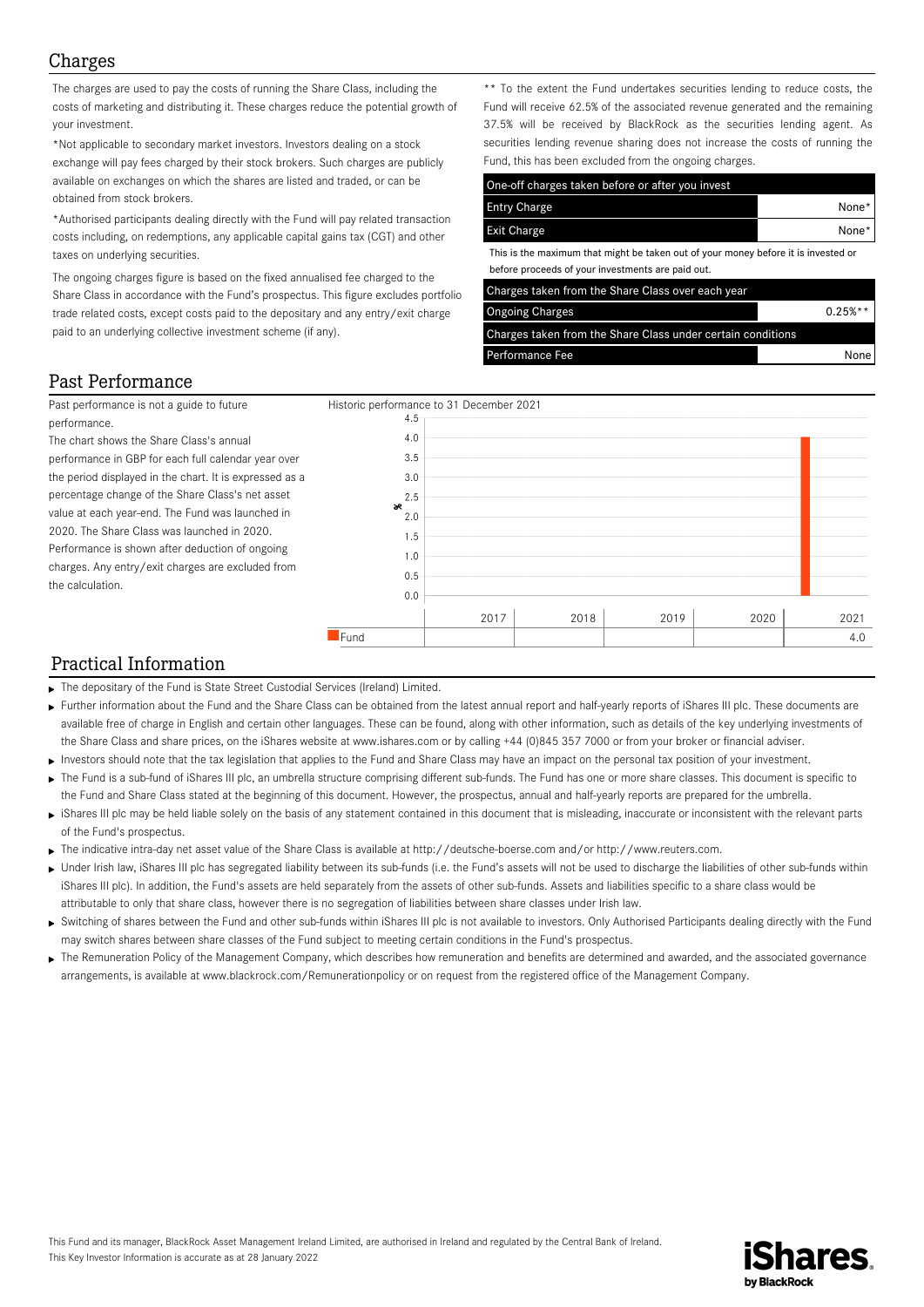## Charges

The charges are used to pay the costs of running the Share Class, including the costs of marketing and distributing it. These charges reduce the potential growth of your investment.

*Not applicable to secondary market investors. Investors dealing on a stock exchange will pay fees charged by their stock brokers. Such charges are publicly available on exchanges on which the shares are listed and traded, or can be obtained from stock brokers.

*Authorised participants dealing directly with the Fund will pay related transaction costs including, on redemptions, any applicable capital gains tax (CGT) and other taxes on underlying securities.

The ongoing charges figure is based on the fixed annualised fee charged to the Share Class in accordance with the Fund's prospectus. This figure excludes portfolio trade related costs, except costs paid to the depositary and any entry/exit charge paid to an underlying collective investment scheme (if any).

** To the extent the Fund undertakes securities lending to reduce costs, the Fund will receive 62.5% of the associated revenue generated and the remaining 37.5% will be received by BlackRock as the securities lending agent. As securities lending revenue sharing does not increase the costs of running the Fund, this has been excluded from the ongoing charges.

| One-off charges taken before or after you invest | |
|---|---|
| Entry Charge | None* |
| Exit Charge | None* |

This is the maximum that might be taken out of your money before it is invested or before proceeds of your investments are paid out.

| Charges taken from the Share Class over each year | |
|---|---|
| Ongoing Charges | 0.25%** |

| Charges taken from the Share Class under certain conditions | |
|---|---|
| Performance Fee | None |

## Past Performance

Past performance is not a guide to future performance.

The chart shows the Share Class's annual performance in GBP for each full calendar year over the period displayed in the chart. It is expressed as a percentage change of the Share Class's net asset value at each year-end. The Fund was launched in 2020. The Share Class was launched in 2020.

Performance is shown after deduction of ongoing charges. Any entry/exit charges are excluded from the calculation.

Historic performance to 31 December 2021

%

4.5
4.0
3.5
3.0
2.5
2.0
1.5
1.0
0.5
0.0

2017 2018 2019 2020 2021

Fund 4.0

## Practical Information

- The depositary of the Fund is State Street Custodial Services (Ireland) Limited.
- Further information about the Fund and the Share Class can be obtained from the latest annual report and half-yearly reports of iShares III plc. These documents are available free of charge in English and certain other languages. These can be found, along with other information, such as details of the key underlying investments of the Share Class and share prices, on the iShares website at www.ishares.com or by calling +44 (0)845 357 7000 or from your broker or financial adviser.
- Investors should note that the tax legislation that applies to the Fund and Share Class may have an impact on the personal tax position of your investment.
- The Fund is a sub-fund of iShares III plc, an umbrella structure comprising different sub-funds. The Fund has one or more share classes. This document is specific to the Fund and Share Class stated at the beginning of this document. However, the prospectus, annual and half-yearly reports are prepared for the umbrella.
- iShares III plc may be held liable solely on the basis of any statement contained in this document that is misleading, inaccurate or inconsistent with the relevant parts of the Fund's prospectus.
- The indicative intra-day net asset value of the Share Class is available at http://deutsche-boerse.com and/or http://www.reuters.com.
- Under Irish law, iShares III plc has segregated liability between its sub-funds (i.e. the Fund's assets will not be used to discharge the liabilities of other sub-funds within iShares III plc). In addition, the Fund's assets are held separately from the assets of other sub-funds. Assets and liabilities specific to a share class would be attributable to only that share class, however there is no segregation of liabilities between share classes under Irish law.
- Switching of shares between the Fund and other sub-funds within iShares III plc is not available to investors. Only Authorised Participants dealing directly with the Fund may switch shares between share classes of the Fund subject to meeting certain conditions in the Fund's prospectus.
- The Remuneration Policy of the Management Company, which describes how remuneration and benefits are determined and awarded, and the associated governance arrangements, is available at www.blackrock.com/Remunerationpolicy or on request from the registered office of the Management Company.

This Fund and its manager, BlackRock Asset Management Ireland Limited, are authorised in Ireland and regulated by the Central Bank of Ireland.
This Key Investor Information is accurate as at 28 January 2022